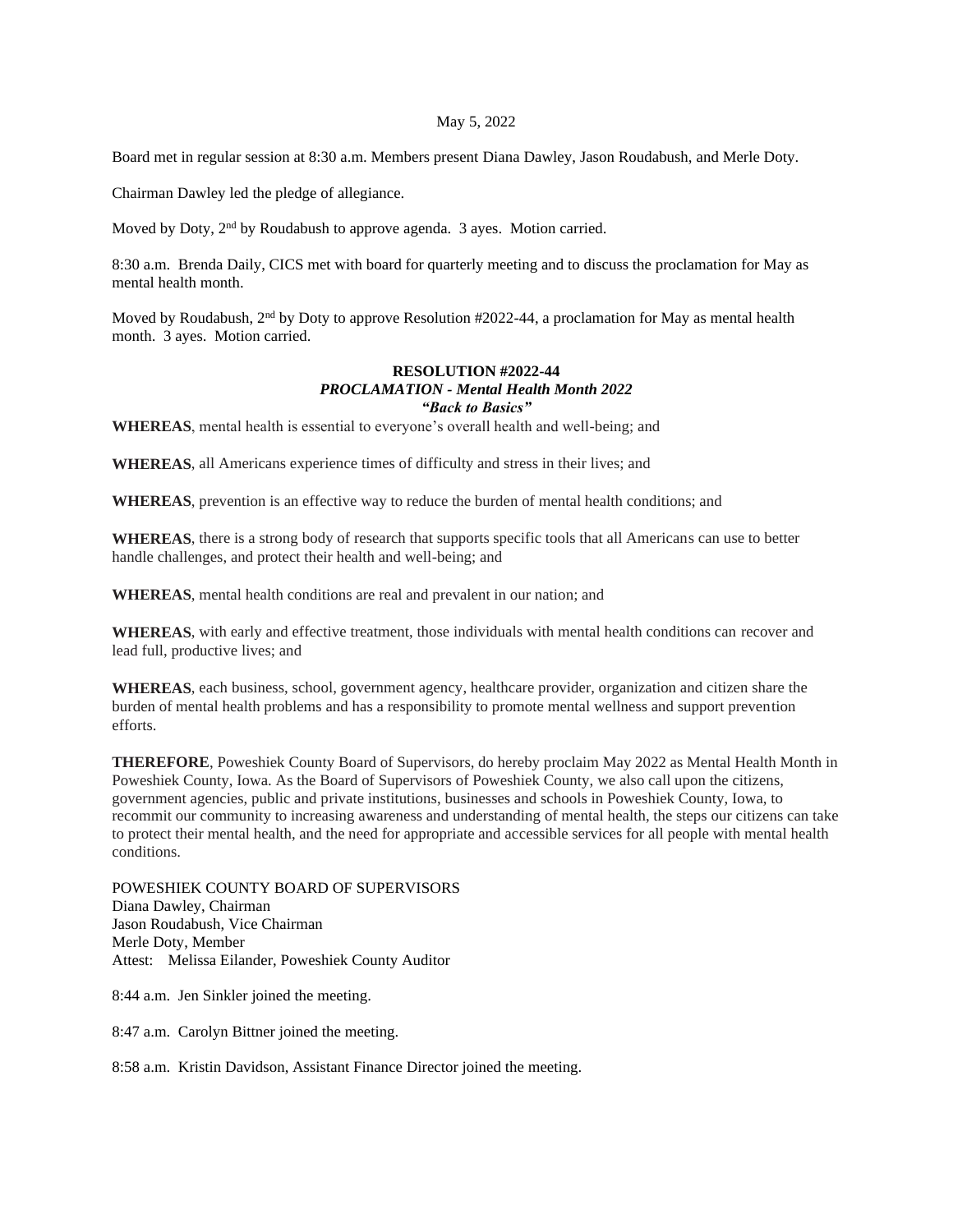May 5, 2022

Board met in regular session at 8:30 a.m. Members present Diana Dawley, Jason Roudabush, and Merle Doty.

Chairman Dawley led the pledge of allegiance.

Moved by Doty, 2nd by Roudabush to approve agenda. 3 ayes. Motion carried.

8:30 a.m. Brenda Daily, CICS met with board for quarterly meeting and to discuss the proclamation for May as mental health month.

Moved by Roudabush, 2nd by Doty to approve Resolution #2022-44, a proclamation for May as mental health month. 3 ayes. Motion carried.

**RESOLUTION #2022-44**
***PROCLAMATION - Mental Health Month 2022***
***"Back to Basics"***

**WHEREAS**, mental health is essential to everyone's overall health and well-being; and

**WHEREAS**, all Americans experience times of difficulty and stress in their lives; and

**WHEREAS**, prevention is an effective way to reduce the burden of mental health conditions; and

**WHEREAS**, there is a strong body of research that supports specific tools that all Americans can use to better handle challenges, and protect their health and well-being; and

**WHEREAS**, mental health conditions are real and prevalent in our nation; and

**WHEREAS**, with early and effective treatment, those individuals with mental health conditions can recover and lead full, productive lives; and

**WHEREAS**, each business, school, government agency, healthcare provider, organization and citizen share the burden of mental health problems and has a responsibility to promote mental wellness and support prevention efforts.

**THEREFORE**, Poweshiek County Board of Supervisors, do hereby proclaim May 2022 as Mental Health Month in Poweshiek County, Iowa. As the Board of Supervisors of Poweshiek County, we also call upon the citizens, government agencies, public and private institutions, businesses and schools in Poweshiek County, Iowa, to recommit our community to increasing awareness and understanding of mental health, the steps our citizens can take to protect their mental health, and the need for appropriate and accessible services for all people with mental health conditions.

POWESHIEK COUNTY BOARD OF SUPERVISORS
Diana Dawley, Chairman
Jason Roudabush, Vice Chairman
Merle Doty, Member
Attest: Melissa Eilander, Poweshiek County Auditor

8:44 a.m. Jen Sinkler joined the meeting.

8:47 a.m. Carolyn Bittner joined the meeting.

8:58 a.m. Kristin Davidson, Assistant Finance Director joined the meeting.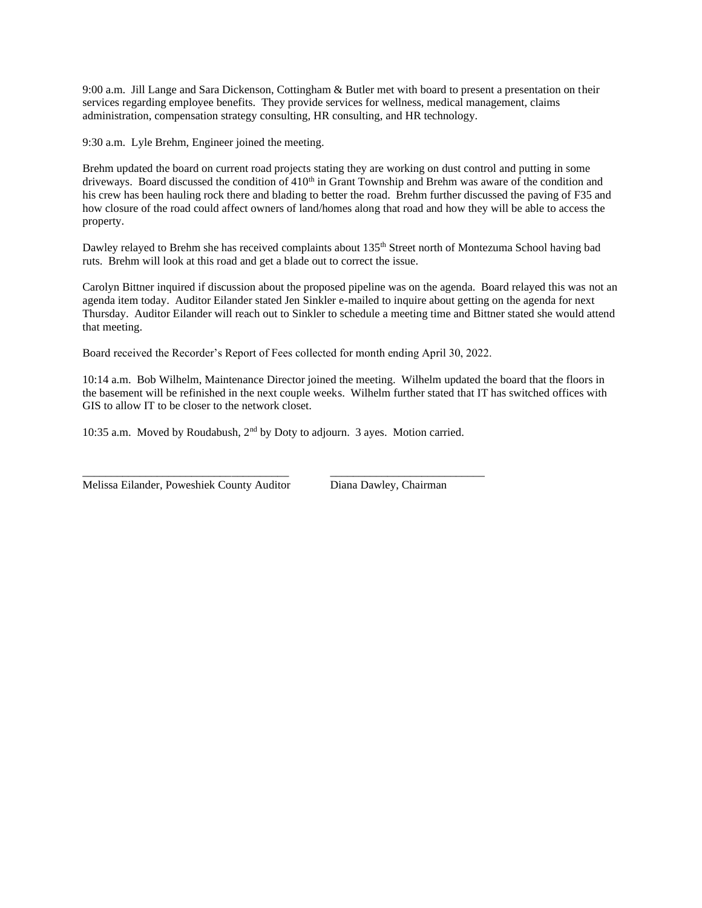9:00 a.m. Jill Lange and Sara Dickenson, Cottingham & Butler met with board to present a presentation on their services regarding employee benefits. They provide services for wellness, medical management, claims administration, compensation strategy consulting, HR consulting, and HR technology.

9:30 a.m. Lyle Brehm, Engineer joined the meeting.

Brehm updated the board on current road projects stating they are working on dust control and putting in some driveways. Board discussed the condition of 410th in Grant Township and Brehm was aware of the condition and his crew has been hauling rock there and blading to better the road. Brehm further discussed the paving of F35 and how closure of the road could affect owners of land/homes along that road and how they will be able to access the property.

Dawley relayed to Brehm she has received complaints about 135th Street north of Montezuma School having bad ruts. Brehm will look at this road and get a blade out to correct the issue.

Carolyn Bittner inquired if discussion about the proposed pipeline was on the agenda. Board relayed this was not an agenda item today. Auditor Eilander stated Jen Sinkler e-mailed to inquire about getting on the agenda for next Thursday. Auditor Eilander will reach out to Sinkler to schedule a meeting time and Bittner stated she would attend that meeting.

Board received the Recorder's Report of Fees collected for month ending April 30, 2022.

10:14 a.m. Bob Wilhelm, Maintenance Director joined the meeting. Wilhelm updated the board that the floors in the basement will be refinished in the next couple weeks. Wilhelm further stated that IT has switched offices with GIS to allow IT to be closer to the network closet.

10:35 a.m. Moved by Roudabush, 2nd by Doty to adjourn. 3 ayes. Motion carried.

_____________________________________ ___________________________

Melissa Eilander, Poweshiek County Auditor Diana Dawley, Chairman